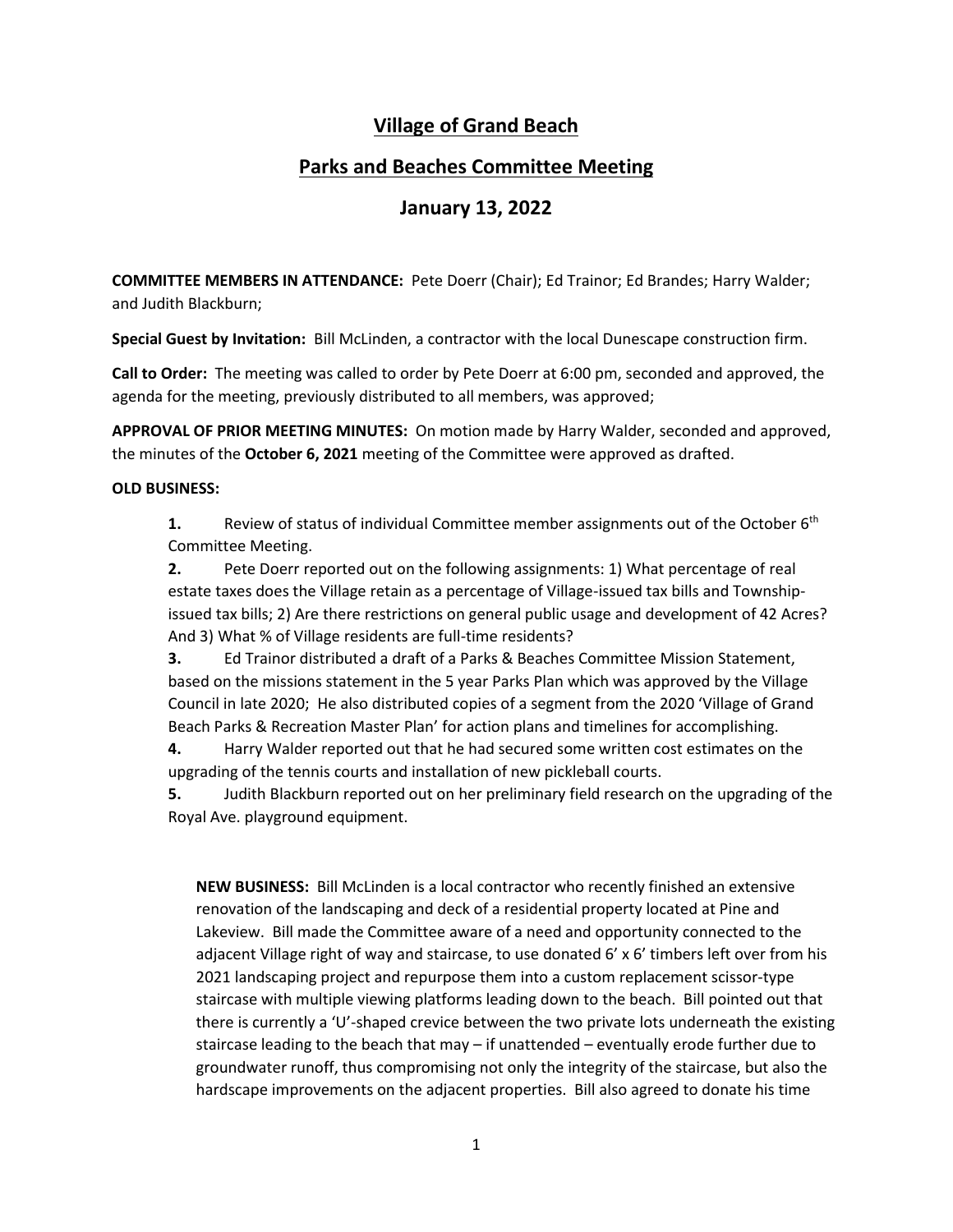# Village of Grand Beach

## Parks and Beaches Committee Meeting

## January 13, 2022

**COMMITTEE MEMBERS IN ATTENDANCE:** Pete Doerr (Chair); Ed Trainor; Ed Brandes; Harry Walder; and Judith Blackburn;

**Special Guest by Invitation:** Bill McLinden, a contractor with the local Dunescape construction firm.

**Call to Order:** The meeting was called to order by Pete Doerr at 6:00 pm, seconded and approved, the agenda for the meeting, previously distributed to all members, was approved;

**APPROVAL OF PRIOR MEETING MINUTES:** On motion made by Harry Walder, seconded and approved, the minutes of the **October 6, 2021** meeting of the Committee were approved as drafted.

**OLD BUSINESS:**

**1.** Review of status of individual Committee member assignments out of the October 6th Committee Meeting.

**2.** Pete Doerr reported out on the following assignments: 1) What percentage of real estate taxes does the Village retain as a percentage of Village-issued tax bills and Township-issued tax bills; 2) Are there restrictions on general public usage and development of 42 Acres? And 3) What % of Village residents are full-time residents?

**3.** Ed Trainor distributed a draft of a Parks & Beaches Committee Mission Statement, based on the missions statement in the 5 year Parks Plan which was approved by the Village Council in late 2020; He also distributed copies of a segment from the 2020 'Village of Grand Beach Parks & Recreation Master Plan' for action plans and timelines for accomplishing.

**4.** Harry Walder reported out that he had secured some written cost estimates on the upgrading of the tennis courts and installation of new pickleball courts.

**5.** Judith Blackburn reported out on her preliminary field research on the upgrading of the Royal Ave. playground equipment.

**NEW BUSINESS:** Bill McLinden is a local contractor who recently finished an extensive renovation of the landscaping and deck of a residential property located at Pine and Lakeview. Bill made the Committee aware of a need and opportunity connected to the adjacent Village right of way and staircase, to use donated 6' x 6' timbers left over from his 2021 landscaping project and repurpose them into a custom replacement scissor-type staircase with multiple viewing platforms leading down to the beach. Bill pointed out that there is currently a 'U'-shaped crevice between the two private lots underneath the existing staircase leading to the beach that may – if unattended – eventually erode further due to groundwater runoff, thus compromising not only the integrity of the staircase, but also the hardscape improvements on the adjacent properties. Bill also agreed to donate his time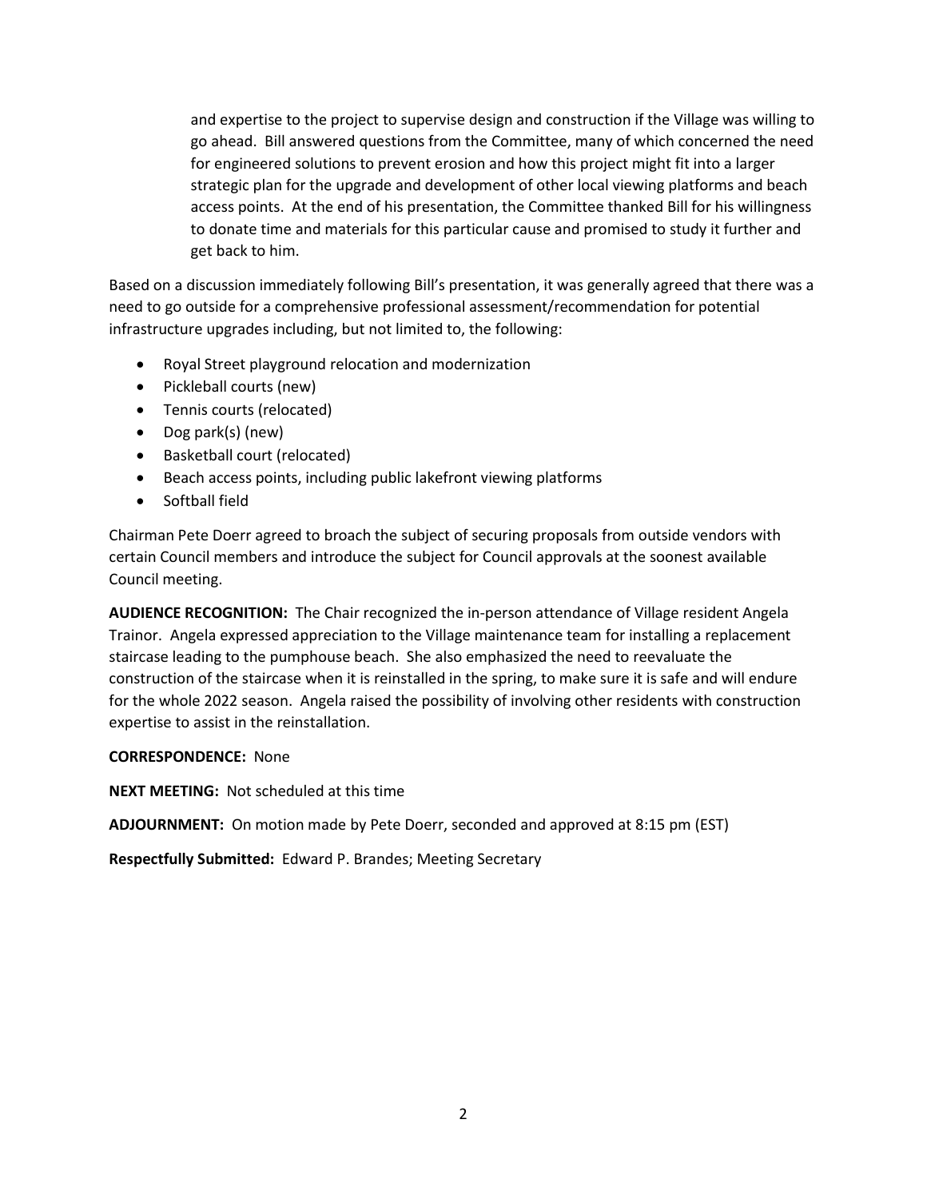and expertise to the project to supervise design and construction if the Village was willing to go ahead. Bill answered questions from the Committee, many of which concerned the need for engineered solutions to prevent erosion and how this project might fit into a larger strategic plan for the upgrade and development of other local viewing platforms and beach access points. At the end of his presentation, the Committee thanked Bill for his willingness to donate time and materials for this particular cause and promised to study it further and get back to him.

Based on a discussion immediately following Bill's presentation, it was generally agreed that there was a need to go outside for a comprehensive professional assessment/recommendation for potential infrastructure upgrades including, but not limited to, the following:

- Royal Street playground relocation and modernization
- Pickleball courts (new)
- Tennis courts (relocated)
- Dog park(s) (new)
- Basketball court (relocated)
- Beach access points, including public lakefront viewing platforms
- Softball field

Chairman Pete Doerr agreed to broach the subject of securing proposals from outside vendors with certain Council members and introduce the subject for Council approvals at the soonest available Council meeting.

**AUDIENCE RECOGNITION:** The Chair recognized the in-person attendance of Village resident Angela Trainor. Angela expressed appreciation to the Village maintenance team for installing a replacement staircase leading to the pumphouse beach. She also emphasized the need to reevaluate the construction of the staircase when it is reinstalled in the spring, to make sure it is safe and will endure for the whole 2022 season. Angela raised the possibility of involving other residents with construction expertise to assist in the reinstallation.

**CORRESPONDENCE:** None

**NEXT MEETING:** Not scheduled at this time

**ADJOURNMENT:** On motion made by Pete Doerr, seconded and approved at 8:15 pm (EST)

**Respectfully Submitted:** Edward P. Brandes; Meeting Secretary